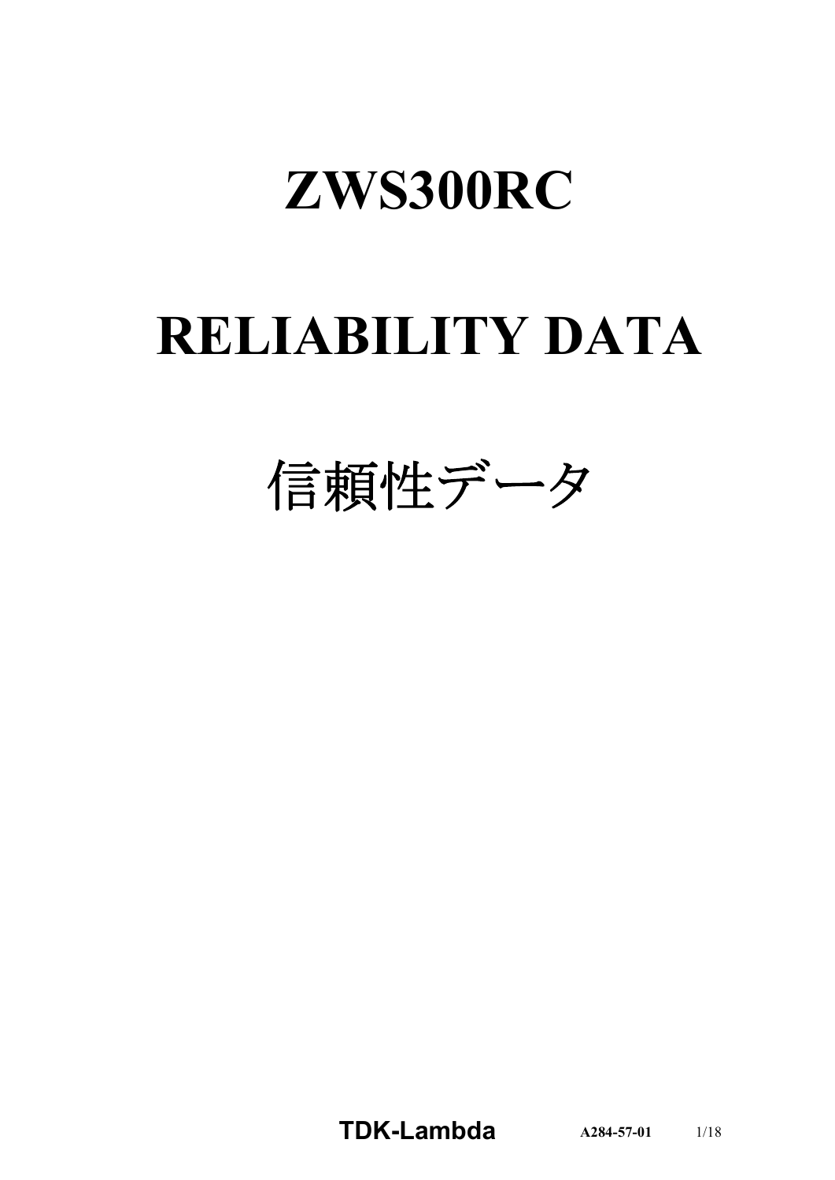# ZWS300RC

# RELIABILITY DATA

# 信頼性データ

**TDK-Lambda** **A284-57-01**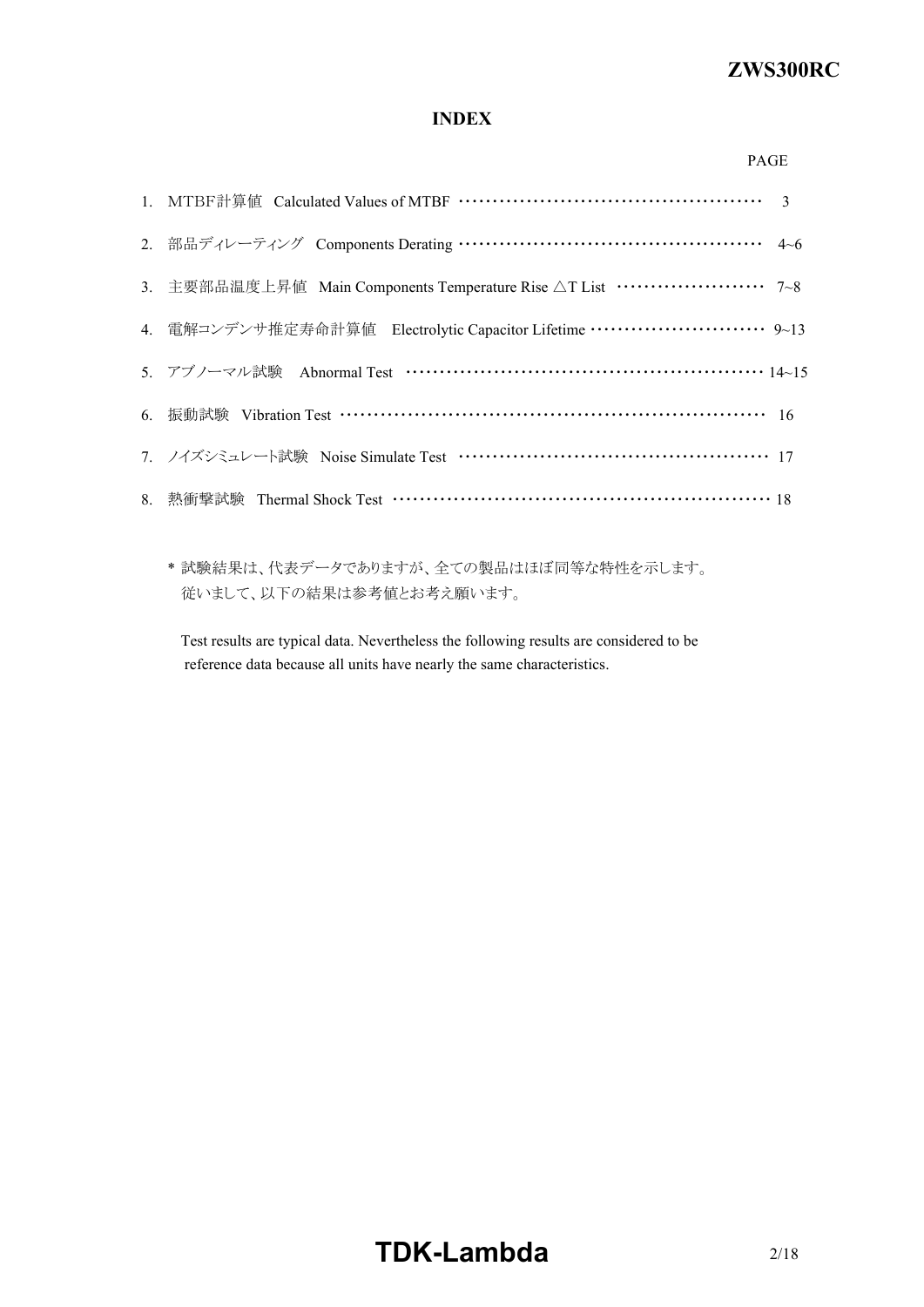## INDEX

| | PAGE |
|---|---|
| 1. MTBF計算値 Calculated Values of MTBF | 3 |
| 2. 部品ディレーティング Components Derating | 4~6 |
| 3. 主要部品温度上昇値 Main Components Temperature Rise △T List | 7~8 |
| 4. 電解コンデンサ推定寿命計算値 Electrolytic Capacitor Lifetime | 9~13 |
| 5. アブノーマル試験 Abnormal Test | 14~15 |
| 6. 振動試験 Vibration Test | 16 |
| 7. ノイズシミュレート試験 Noise Simulate Test | 17 |
| 8. 熱衝撃試験 Thermal Shock Test | 18 |

\* 試験結果は、代表データでありますが、全ての製品はほぼ同等な特性を示します。
従いまして、以下の結果は参考値とお考え願います。

Test results are typical data. Nevertheless the following results are considered to be reference data because all units have nearly the same characteristics.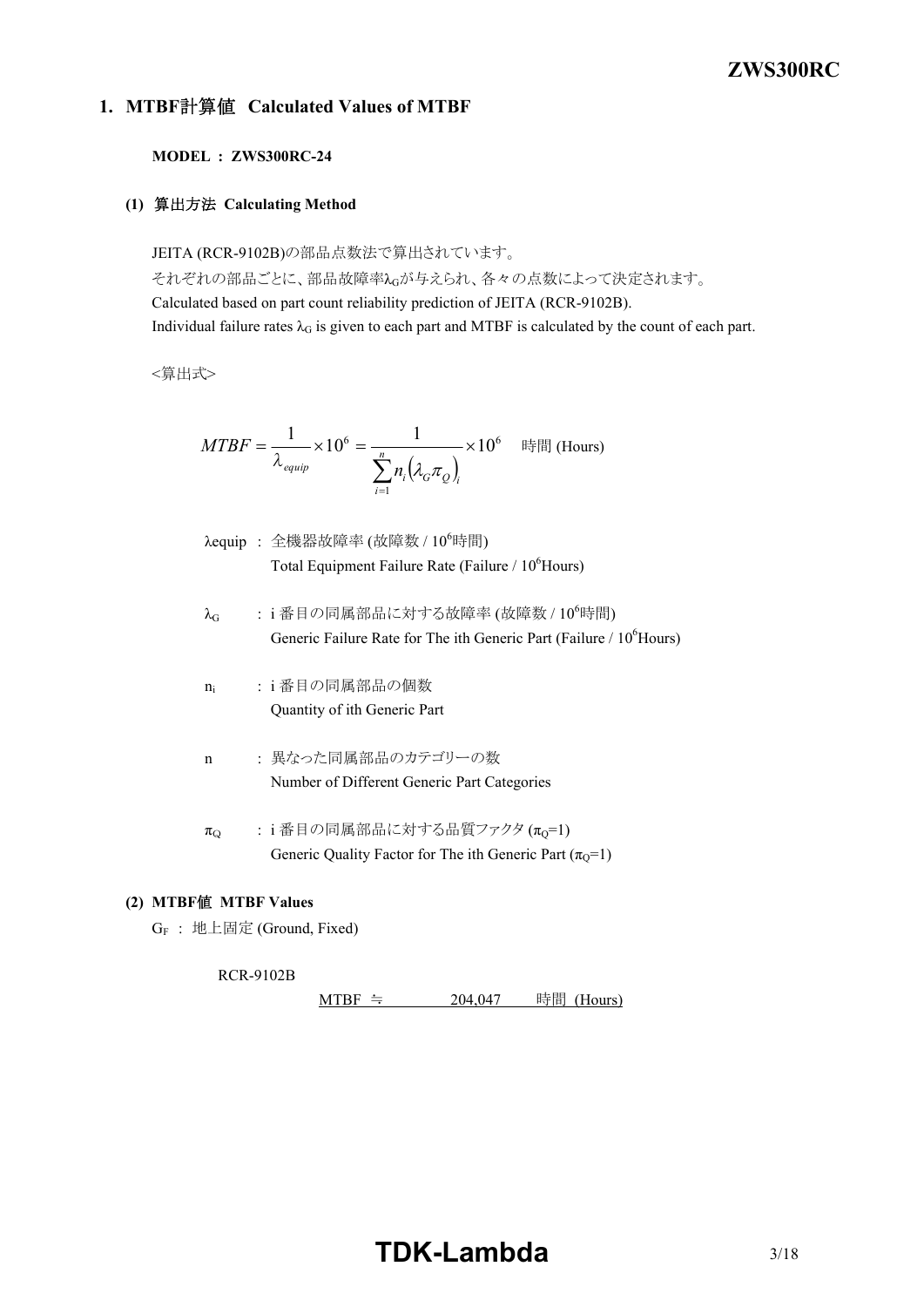## 1. MTBF計算値 Calculated Values of MTBF

**MODEL : ZWS300RC-24**

### (1) 算出方法 Calculating Method

JEITA (RCR-9102B)の部品点数法で算出されています。
それぞれの部品ごとに、部品故障率$\lambda_G$が与えられ、各々の点数によって決定されます。
Calculated based on part count reliability prediction of JEITA (RCR-9102B).
Individual failure rates $\lambda_G$ is given to each part and MTBF is calculated by the count of each part.

<算出式>

$$MTBF = \frac{1}{\lambda_{equip}} \times 10^6 = \frac{1}{\sum_{i=1}^{n} n_i \left( \lambda_G \pi_Q \right)_i} \times 10^6 \quad \text{時間 (Hours)}$$

$\lambda$equip : 全機器故障率 (故障数 / $10^6$時間)
Total Equipment Failure Rate (Failure / $10^6$Hours)

$\lambda_G$ : i 番目の同属部品に対する故障率 (故障数 / $10^6$時間)
Generic Failure Rate for The ith Generic Part (Failure / $10^6$Hours)

$n_i$ : i 番目の同属部品の個数
Quantity of ith Generic Part

n : 異なった同属部品のカテゴリーの数
Number of Different Generic Part Categories

$\pi_Q$ : i 番目の同属部品に対する品質ファクタ ($\pi_Q$=1)
Generic Quality Factor for The ith Generic Part ($\pi_Q$=1)

### (2) MTBF値 MTBF Values

$G_F$ : 地上固定 (Ground, Fixed)

RCR-9102B

MTBF ≒ 204,047 時間 (Hours)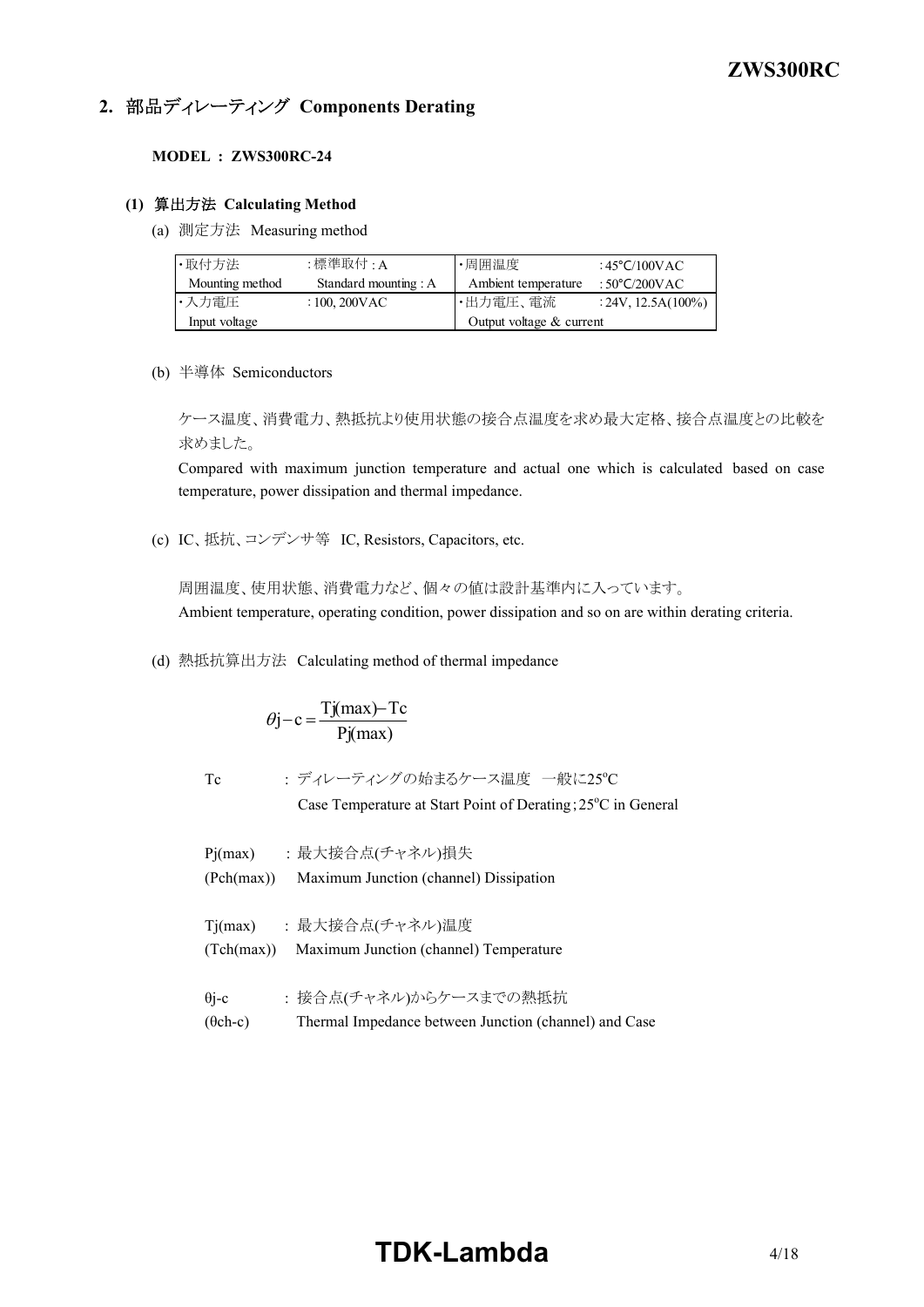## 2. 部品ディレーティング Components Derating

**MODEL : ZWS300RC-24**

### (1) 算出方法 Calculating Method

(a) 測定方法 Measuring method

| ・取付方法 | :標準取付 : A | ・周囲温度 | : 45℃/100VAC |
| --- | --- | --- | --- |
| Mounting method | Standard mounting : A | Ambient temperature | : 50℃/200VAC |
| ・入力電圧 | : 100, 200VAC | ・出力電圧、電流 | : 24V, 12.5A(100%) |
| Input voltage | | Output voltage & current | |

(b) 半導体 Semiconductors

ケース温度、消費電力、熱抵抗より使用状態の接合点温度を求め最大定格、接合点温度との比較を求めました。

Compared with maximum junction temperature and actual one which is calculated based on case temperature, power dissipation and thermal impedance.

(c) IC、抵抗、コンデンサ等 IC, Resistors, Capacitors, etc.

周囲温度、使用状態、消費電力など、個々の値は設計基準内に入っています。

Ambient temperature, operating condition, power dissipation and so on are within derating criteria.

(d) 熱抵抗算出方法 Calculating method of thermal impedance

$$\theta j - c = \frac{Tj(max) - Tc}{Pj(max)}$$

Tc : ディレーティングの始まるケース温度 一般に25°C
Case Temperature at Start Point of Derating ; 25°C in General

Pj(max) : 最大接合点(チャネル)損失
(Pch(max)) Maximum Junction (channel) Dissipation

Tj(max) : 最大接合点(チャネル)温度
(Tch(max)) Maximum Junction (channel) Temperature

θj-c : 接合点(チャネル)からケースまでの熱抵抗
(θch-c) Thermal Impedance between Junction (channel) and Case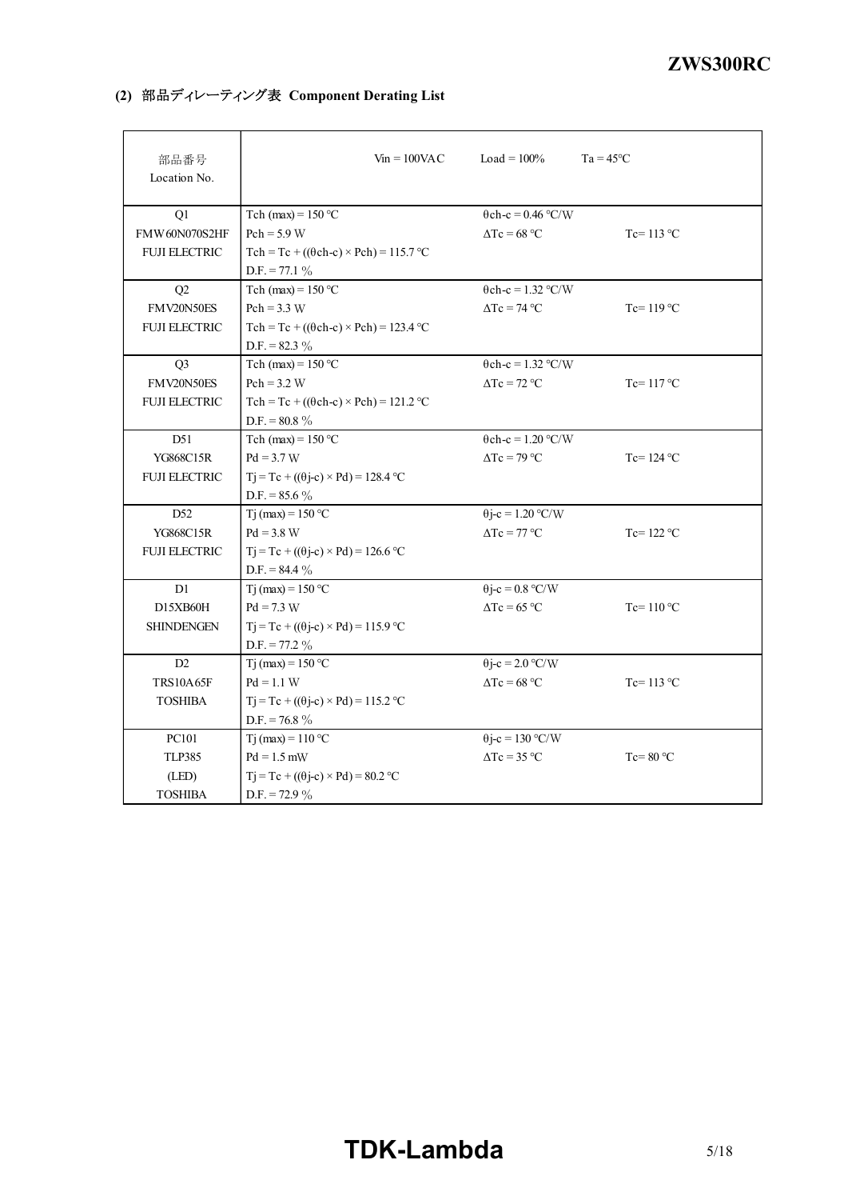## (2) 部品ディレーティング表 Component Derating List

| 部品番号<br>Location No. | Vin = 100VAC | Load = 100% | Ta = 45°C |
|---|---|---|---|
| Q1<br>FMW60N070S2HF<br>FUJI ELECTRIC | Tch (max) = 150 °C<br>Pch = 5.9 W<br>Tch = Tc + ((θch-c) × Pch) = 115.7 °C<br>D.F. = 77.1 % | θch-c = 0.46 °C/W<br>ΔTc = 68 °C | <br>Tc= 113 °C |
| Q2<br>FMV20N50ES<br>FUJI ELECTRIC | Tch (max) = 150 °C<br>Pch = 3.3 W<br>Tch = Tc + ((θch-c) × Pch) = 123.4 °C<br>D.F. = 82.3 % | θch-c = 1.32 °C/W<br>ΔTc = 74 °C | <br>Tc= 119 °C |
| Q3<br>FMV20N50ES<br>FUJI ELECTRIC | Tch (max) = 150 °C<br>Pch = 3.2 W<br>Tch = Tc + ((θch-c) × Pch) = 121.2 °C<br>D.F. = 80.8 % | θch-c = 1.32 °C/W<br>ΔTc = 72 °C | <br>Tc= 117 °C |
| D51<br>YG868C15R<br>FUJI ELECTRIC | Tch (max) = 150 °C<br>Pd = 3.7 W<br>Tj = Tc + ((θj-c) × Pd) = 128.4 °C<br>D.F. = 85.6 % | θch-c = 1.20 °C/W<br>ΔTc = 79 °C | <br>Tc= 124 °C |
| D52<br>YG868C15R<br>FUJI ELECTRIC | Tj (max) = 150 °C<br>Pd = 3.8 W<br>Tj = Tc + ((θj-c) × Pd) = 126.6 °C<br>D.F. = 84.4 % | θj-c = 1.20 °C/W<br>ΔTc = 77 °C | <br>Tc= 122 °C |
| D1<br>D15XB60H<br>SHINDENGEN | Tj (max) = 150 °C<br>Pd = 7.3 W<br>Tj = Tc + ((θj-c) × Pd) = 115.9 °C<br>D.F. = 77.2 % | θj-c = 0.8 °C/W<br>ΔTc = 65 °C | <br>Tc= 110 °C |
| D2<br>TRS10A65F<br>TOSHIBA | Tj (max) = 150 °C<br>Pd = 1.1 W<br>Tj = Tc + ((θj-c) × Pd) = 115.2 °C<br>D.F. = 76.8 % | θj-c = 2.0 °C/W<br>ΔTc = 68 °C | <br>Tc= 113 °C |
| PC101<br>TLP385<br>(LED)<br>TOSHIBA | Tj (max) = 110 °C<br>Pd = 1.5 mW<br>Tj = Tc + ((θj-c) × Pd) = 80.2 °C<br>D.F. = 72.9 % | θj-c = 130 °C/W<br>ΔTc = 35 °C | <br>Tc= 80 °C |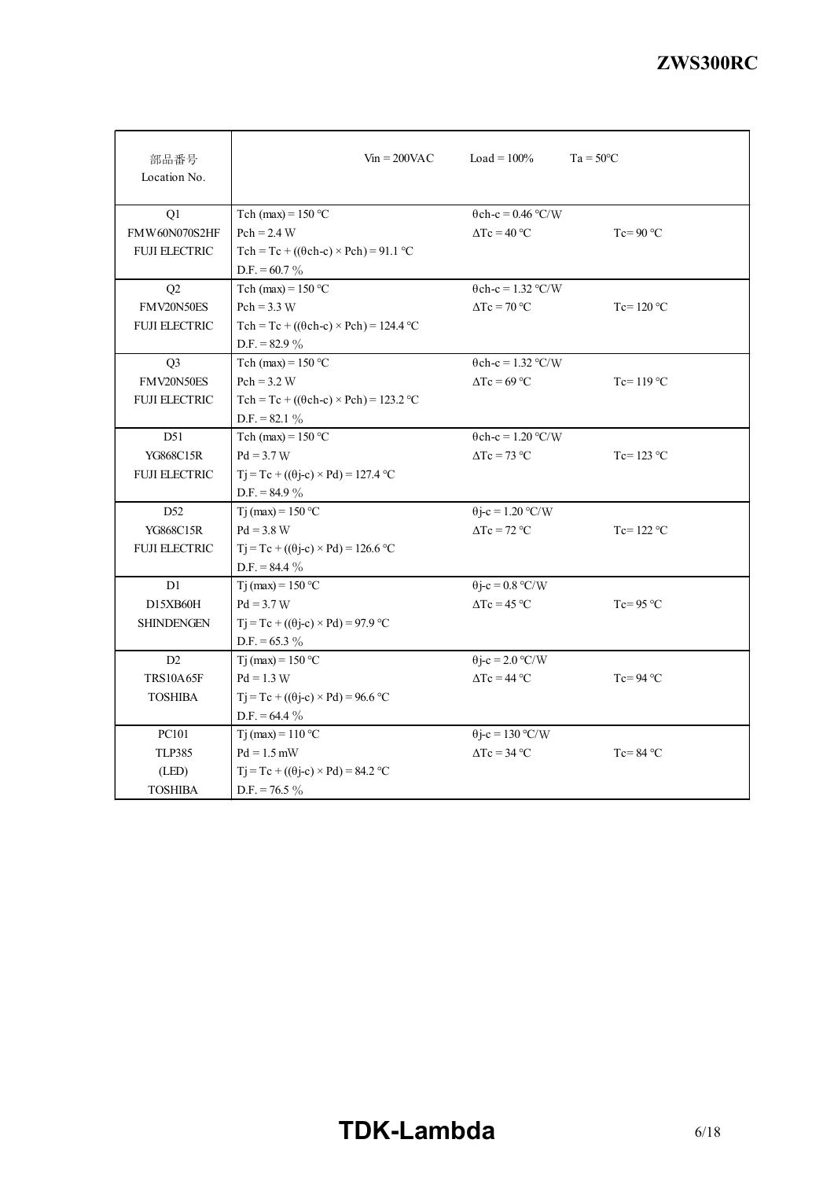| 部品番号<br>Location No. | $Vin = 200VAC$ &nbsp;&nbsp; $Load = 100\%$ &nbsp;&nbsp; $Ta = 50°C$ | | |
|---|---|---|---|
| Q1<br>FMW60N070S2HF<br>FUJI ELECTRIC | $Tch\ (max) = 150\ °C$<br>$Pch = 2.4\ W$<br>$Tch = Tc + ((\theta ch\text{-}c) \times Pch) = 91.1\ °C$<br>$D.F. = 60.7\ \%$ | $\theta ch\text{-}c = 0.46\ °C/W$<br>$\Delta Tc = 40\ °C$ | $Tc = 90\ °C$ |
| Q2<br>FMV20N50ES<br>FUJI ELECTRIC | $Tch\ (max) = 150\ °C$<br>$Pch = 3.3\ W$<br>$Tch = Tc + ((\theta ch\text{-}c) \times Pch) = 124.4\ °C$<br>$D.F. = 82.9\ \%$ | $\theta ch\text{-}c = 1.32\ °C/W$<br>$\Delta Tc = 70\ °C$ | $Tc = 120\ °C$ |
| Q3<br>FMV20N50ES<br>FUJI ELECTRIC | $Tch\ (max) = 150\ °C$<br>$Pch = 3.2\ W$<br>$Tch = Tc + ((\theta ch\text{-}c) \times Pch) = 123.2\ °C$<br>$D.F. = 82.1\ \%$ | $\theta ch\text{-}c = 1.32\ °C/W$<br>$\Delta Tc = 69\ °C$ | $Tc = 119\ °C$ |
| D51<br>YG868C15R<br>FUJI ELECTRIC | $Tch\ (max) = 150\ °C$<br>$Pd = 3.7\ W$<br>$Tj = Tc + ((\theta j\text{-}c) \times Pd) = 127.4\ °C$<br>$D.F. = 84.9\ \%$ | $\theta ch\text{-}c = 1.20\ °C/W$<br>$\Delta Tc = 73\ °C$ | $Tc = 123\ °C$ |
| D52<br>YG868C15R<br>FUJI ELECTRIC | $Tj\ (max) = 150\ °C$<br>$Pd = 3.8\ W$<br>$Tj = Tc + ((\theta j\text{-}c) \times Pd) = 126.6\ °C$<br>$D.F. = 84.4\ \%$ | $\theta j\text{-}c = 1.20\ °C/W$<br>$\Delta Tc = 72\ °C$ | $Tc = 122\ °C$ |
| D1<br>D15XB60H<br>SHINDENGEN | $Tj\ (max) = 150\ °C$<br>$Pd = 3.7\ W$<br>$Tj = Tc + ((\theta j\text{-}c) \times Pd) = 97.9\ °C$<br>$D.F. = 65.3\ \%$ | $\theta j\text{-}c = 0.8\ °C/W$<br>$\Delta Tc = 45\ °C$ | $Tc = 95\ °C$ |
| D2<br>TRS10A65F<br>TOSHIBA | $Tj\ (max) = 150\ °C$<br>$Pd = 1.3\ W$<br>$Tj = Tc + ((\theta j\text{-}c) \times Pd) = 96.6\ °C$<br>$D.F. = 64.4\ \%$ | $\theta j\text{-}c = 2.0\ °C/W$<br>$\Delta Tc = 44\ °C$ | $Tc = 94\ °C$ |
| PC101<br>TLP385<br>(LED)<br>TOSHIBA | $Tj\ (max) = 110\ °C$<br>$Pd = 1.5\ mW$<br>$Tj = Tc + ((\theta j\text{-}c) \times Pd) = 84.2\ °C$<br>$D.F. = 76.5\ \%$ | $\theta j\text{-}c = 130\ °C/W$<br>$\Delta Tc = 34\ °C$ | $Tc = 84\ °C$ |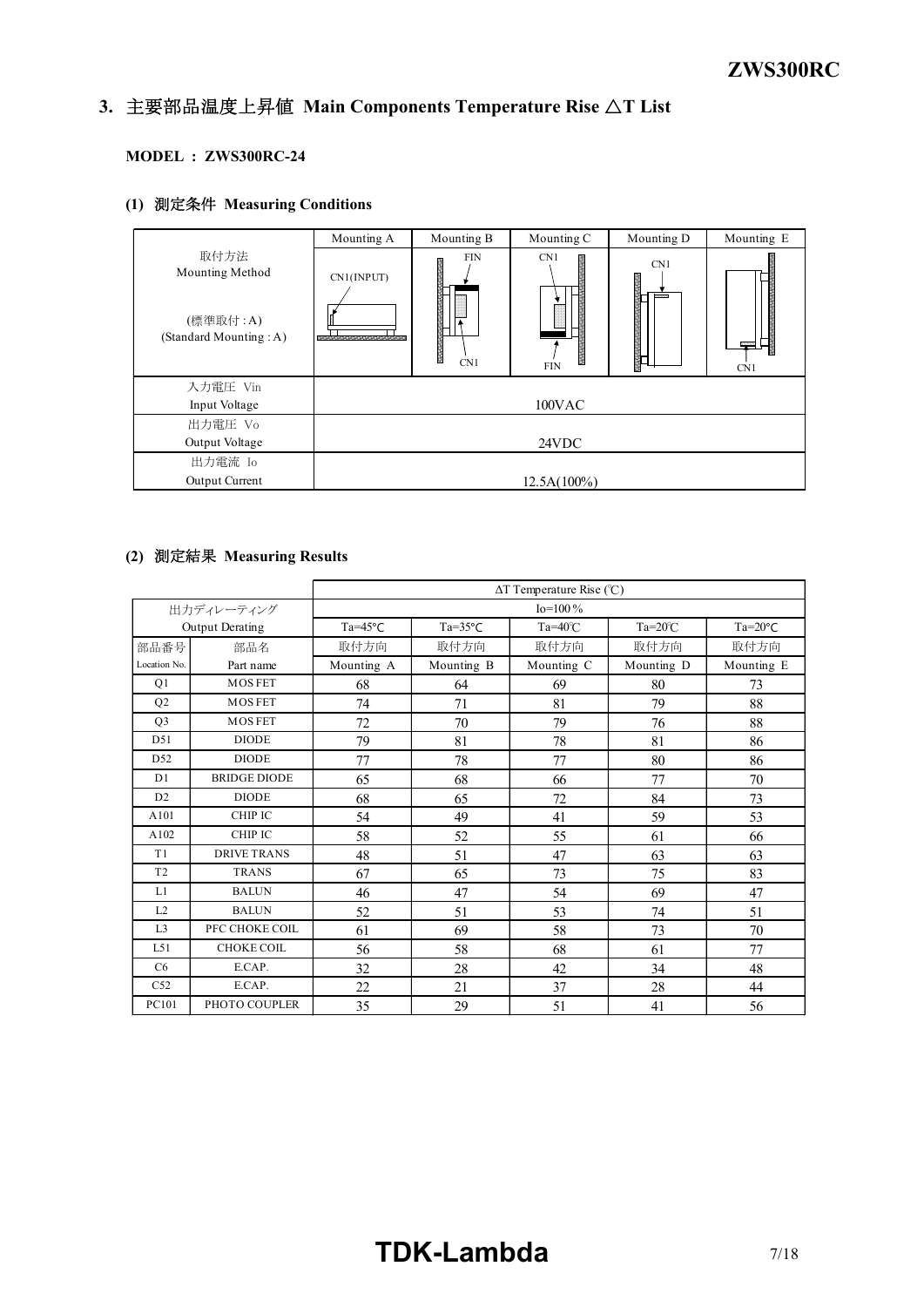## 3. 主要部品温度上昇値 Main Components Temperature Rise △T List

**MODEL : ZWS300RC-24**

### (1) 測定条件 Measuring Conditions

| | Mounting A | Mounting B | Mounting C | Mounting D | Mounting E |
|---|---|---|---|---|---|
| 取付方法<br>Mounting Method<br><br>(標準取付 : A)<br>(Standard Mounting : A) | CN1(INPUT) | FIN<br>CN1 | CN1<br>FIN | CN1 | CN1 |
| 入力電圧 Vin<br>Input Voltage | 100VAC | | | | |
| 出力電圧 Vo<br>Output Voltage | 24VDC | | | | |
| 出力電流 Io<br>Output Current | 12.5A(100%) | | | | |

### (2) 測定結果 Measuring Results

| | | ΔT Temperature Rise (℃) | | | | |
|---|---|---|---|---|---|---|
| 出力ディレーティング<br>Output Derating | | Io=100% | | | | |
| | | Ta=45℃ | Ta=35℃ | Ta=40℃ | Ta=20℃ | Ta=20℃ |
| 部品番号<br>Location No. | 部品名<br>Part name | 取付方向<br>Mounting A | 取付方向<br>Mounting B | 取付方向<br>Mounting C | 取付方向<br>Mounting D | 取付方向<br>Mounting E |
| Q1 | MOS FET | 68 | 64 | 69 | 80 | 73 |
| Q2 | MOS FET | 74 | 71 | 81 | 79 | 88 |
| Q3 | MOS FET | 72 | 70 | 79 | 76 | 88 |
| D51 | DIODE | 79 | 81 | 78 | 81 | 86 |
| D52 | DIODE | 77 | 78 | 77 | 80 | 86 |
| D1 | BRIDGE DIODE | 65 | 68 | 66 | 77 | 70 |
| D2 | DIODE | 68 | 65 | 72 | 84 | 73 |
| A101 | CHIP IC | 54 | 49 | 41 | 59 | 53 |
| A102 | CHIP IC | 58 | 52 | 55 | 61 | 66 |
| T1 | DRIVE TRANS | 48 | 51 | 47 | 63 | 63 |
| T2 | TRANS | 67 | 65 | 73 | 75 | 83 |
| L1 | BALUN | 46 | 47 | 54 | 69 | 47 |
| L2 | BALUN | 52 | 51 | 53 | 74 | 51 |
| L3 | PFC CHOKE COIL | 61 | 69 | 58 | 73 | 70 |
| L51 | CHOKE COIL | 56 | 58 | 68 | 61 | 77 |
| C6 | E.CAP. | 32 | 28 | 42 | 34 | 48 |
| C52 | E.CAP. | 22 | 21 | 37 | 28 | 44 |
| PC101 | PHOTO COUPLER | 35 | 29 | 51 | 41 | 56 |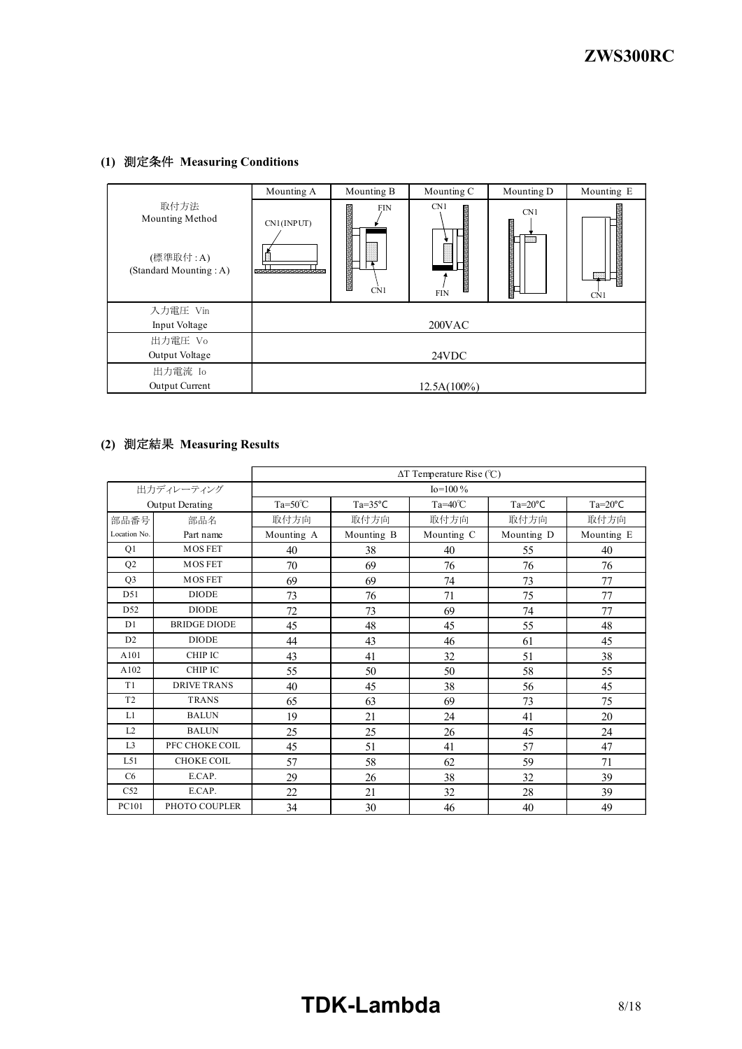### (1) 測定条件 Measuring Conditions

| | Mounting A | Mounting B | Mounting C | Mounting D | Mounting E |
|---|---|---|---|---|---|
| 取付方法<br>Mounting Method<br><br>(標準取付 : A)<br>(Standard Mounting : A) | CN1(INPUT) | FIN<br>CN1 | CN1<br>FIN | CN1 | CN1 |
| 入力電圧 Vin<br>Input Voltage | 200VAC | | | | |
| 出力電圧 Vo<br>Output Voltage | 24VDC | | | | |
| 出力電流 Io<br>Output Current | 12.5A(100%) | | | | |

### (2) 測定結果 Measuring Results

| | | ΔT Temperature Rise (℃) | | | | |
|---|---|---|---|---|---|---|
| 出力ディレーティング<br>Output Derating | | Io=100 % | | | | |
| | | Ta=50℃ | Ta=35℃ | Ta=40℃ | Ta=20℃ | Ta=20℃ |
| 部品番号<br>Location No. | 部品名<br>Part name | 取付方向<br>Mounting A | 取付方向<br>Mounting B | 取付方向<br>Mounting C | 取付方向<br>Mounting D | 取付方向<br>Mounting E |
| Q1 | MOS FET | 40 | 38 | 40 | 55 | 40 |
| Q2 | MOS FET | 70 | 69 | 76 | 76 | 76 |
| Q3 | MOS FET | 69 | 69 | 74 | 73 | 77 |
| D51 | DIODE | 73 | 76 | 71 | 75 | 77 |
| D52 | DIODE | 72 | 73 | 69 | 74 | 77 |
| D1 | BRIDGE DIODE | 45 | 48 | 45 | 55 | 48 |
| D2 | DIODE | 44 | 43 | 46 | 61 | 45 |
| A101 | CHIP IC | 43 | 41 | 32 | 51 | 38 |
| A102 | CHIP IC | 55 | 50 | 50 | 58 | 55 |
| T1 | DRIVE TRANS | 40 | 45 | 38 | 56 | 45 |
| T2 | TRANS | 65 | 63 | 69 | 73 | 75 |
| L1 | BALUN | 19 | 21 | 24 | 41 | 20 |
| L2 | BALUN | 25 | 25 | 26 | 45 | 24 |
| L3 | PFC CHOKE COIL | 45 | 51 | 41 | 57 | 47 |
| L51 | CHOKE COIL | 57 | 58 | 62 | 59 | 71 |
| C6 | E.CAP. | 29 | 26 | 38 | 32 | 39 |
| C52 | E.CAP. | 22 | 21 | 32 | 28 | 39 |
| PC101 | PHOTO COUPLER | 34 | 30 | 46 | 40 | 49 |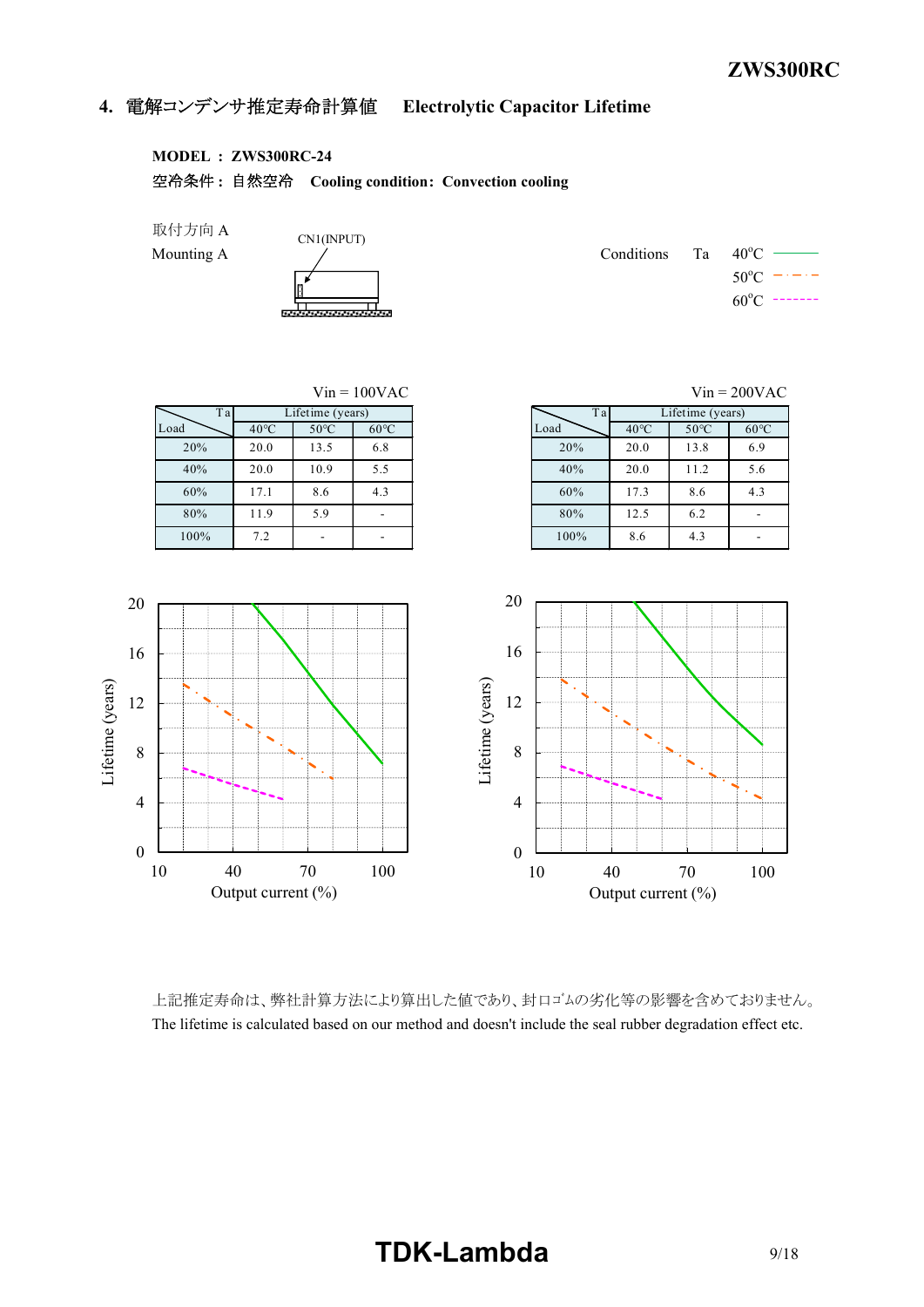## 4. 電解コンデンサ推定寿命計算値　Electrolytic Capacitor Lifetime

**MODEL ： ZWS300RC-24**

空冷条件：自然空冷　**Cooling condition：Convection cooling**

取付方向 A
Mounting A

CN1(INPUT)

Conditions　Ta　40°C ———　50°C －・－・－　60°C - - - - - - -

Vin = 100VAC

| Load \ Ta | Lifetime (years) | | |
|---|---|---|---|
| | 40°C | 50°C | 60°C |
| 20% | 20.0 | 13.5 | 6.8 |
| 40% | 20.0 | 10.9 | 5.5 |
| 60% | 17.1 | 8.6 | 4.3 |
| 80% | 11.9 | 5.9 | - |
| 100% | 7.2 | - | - |

Vin = 200VAC

| Load \ Ta | Lifetime (years) | | |
|---|---|---|---|
| | 40°C | 50°C | 60°C |
| 20% | 20.0 | 13.8 | 6.9 |
| 40% | 20.0 | 11.2 | 5.6 |
| 60% | 17.3 | 8.6 | 4.3 |
| 80% | 12.5 | 6.2 | - |
| 100% | 8.6 | 4.3 | - |

上記推定寿命は、弊社計算方法により算出した値であり、封口ゴムの劣化等の影響を含めておりません。
The lifetime is calculated based on our method and doesn't include the seal rubber degradation effect etc.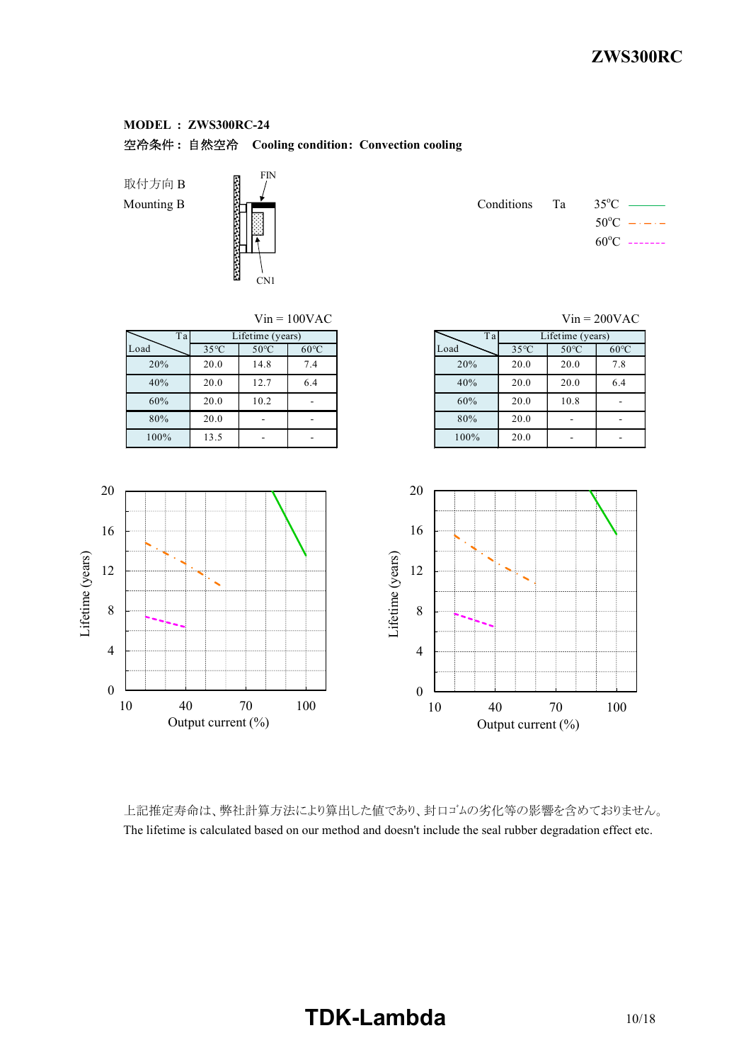**MODEL ： ZWS300RC-24**

**空冷条件： 自然空冷　Cooling condition：Convection cooling**

取付方向 B
Mounting B

FIN
CN1

Conditions　Ta　35ºC ——— 50ºC –·–·– 60ºC -------

Vin = 100VAC

| Load \ Ta | Lifetime (years) | | |
|---|---|---|---|
| | 35°C | 50°C | 60°C |
| 20% | 20.0 | 14.8 | 7.4 |
| 40% | 20.0 | 12.7 | 6.4 |
| 60% | 20.0 | 10.2 | - |
| 80% | 20.0 | - | - |
| 100% | 13.5 | - | - |

Vin = 200VAC

| Load \ Ta | Lifetime (years) | | |
|---|---|---|---|
| | 35°C | 50°C | 60°C |
| 20% | 20.0 | 20.0 | 7.8 |
| 40% | 20.0 | 20.0 | 6.4 |
| 60% | 20.0 | 10.8 | - |
| 80% | 20.0 | - | - |
| 100% | 20.0 | - | - |

上記推定寿命は、弊社計算方法により算出した値であり、封口ｺﾞﾑの劣化等の影響を含めておりません。
The lifetime is calculated based on our method and doesn't include the seal rubber degradation effect etc.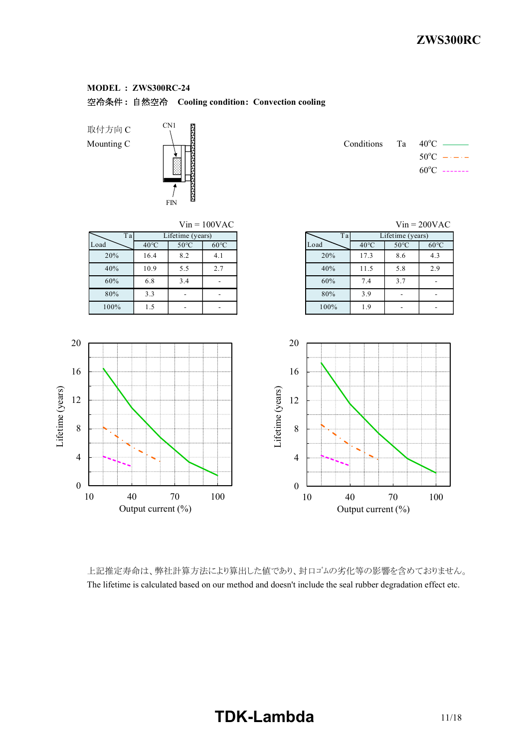**MODEL : ZWS300RC-24**

**空冷条件 : 自然空冷　Cooling condition : Convection cooling**

取付方向 C
Mounting C

CN1

FIN

Conditions　Ta　40°C / 50°C / 60°C

Vin = 100VAC

| Load \ Ta | Lifetime (years) 40°C | 50°C | 60°C |
|---|---|---|---|
| 20% | 16.4 | 8.2 | 4.1 |
| 40% | 10.9 | 5.5 | 2.7 |
| 60% | 6.8 | 3.4 | - |
| 80% | 3.3 | - | - |
| 100% | 1.5 | - | - |

Vin = 200VAC

| Load \ Ta | Lifetime (years) 40°C | 50°C | 60°C |
|---|---|---|---|
| 20% | 17.3 | 8.6 | 4.3 |
| 40% | 11.5 | 5.8 | 2.9 |
| 60% | 7.4 | 3.7 | - |
| 80% | 3.9 | - | - |
| 100% | 1.9 | - | - |

上記推定寿命は、弊社計算方法により算出した値であり、封口ｺﾞﾑの劣化等の影響を含めておりません。
The lifetime is calculated based on our method and doesn't include the seal rubber degradation effect etc.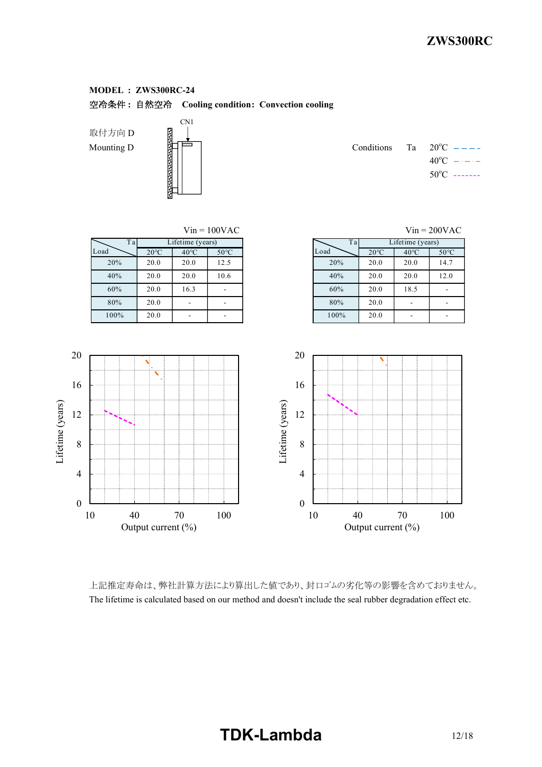**MODEL ： ZWS300RC-24**

**空冷条件： 自然空冷　Cooling condition: Convection cooling**

取付方向 D
Mounting D

CN1

Conditions　Ta　20°C / 40°C / 50°C

Vin = 100VAC

| Load \ Ta | Lifetime (years) | | |
|---|---|---|---|
| | 20°C | 40°C | 50°C |
| 20% | 20.0 | 20.0 | 12.5 |
| 40% | 20.0 | 20.0 | 10.6 |
| 60% | 20.0 | 16.3 | - |
| 80% | 20.0 | - | - |
| 100% | 20.0 | - | - |

Vin = 200VAC

| Load \ Ta | Lifetime (years) | | |
|---|---|---|---|
| | 20°C | 40°C | 50°C |
| 20% | 20.0 | 20.0 | 14.7 |
| 40% | 20.0 | 20.0 | 12.0 |
| 60% | 20.0 | 18.5 | - |
| 80% | 20.0 | - | - |
| 100% | 20.0 | - | - |

上記推定寿命は、弊社計算方法により算出した値であり、封口ｺﾞﾑの劣化等の影響を含めておりません。
The lifetime is calculated based on our method and doesn't include the seal rubber degradation effect etc.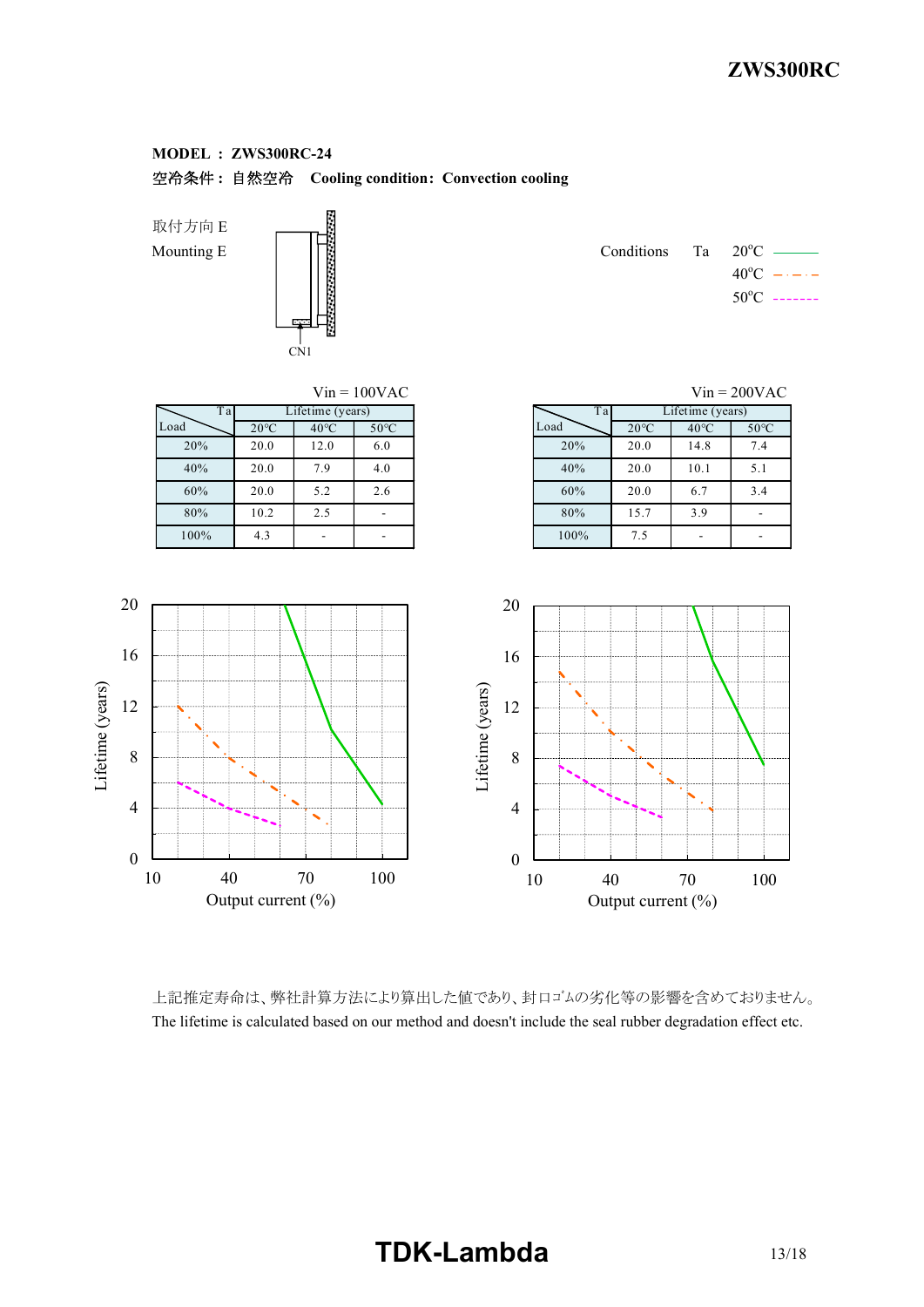**MODEL ： ZWS300RC-24**

**空冷条件： 自然空冷　Cooling condition: Convection cooling**

取付方向 E
Mounting E

CN1

Conditions　Ta　20°C ———
40°C －・－・－
50°C - - - - - - -

Vin = 100VAC

| Load \ Ta | Lifetime (years) 20°C | 40°C | 50°C |
|---|---|---|---|
| 20% | 20.0 | 12.0 | 6.0 |
| 40% | 20.0 | 7.9 | 4.0 |
| 60% | 20.0 | 5.2 | 2.6 |
| 80% | 10.2 | 2.5 | - |
| 100% | 4.3 | - | - |

Vin = 200VAC

| Load \ Ta | Lifetime (years) 20°C | 40°C | 50°C |
|---|---|---|---|
| 20% | 20.0 | 14.8 | 7.4 |
| 40% | 20.0 | 10.1 | 5.1 |
| 60% | 20.0 | 6.7 | 3.4 |
| 80% | 15.7 | 3.9 | - |
| 100% | 7.5 | - | - |

上記推定寿命は、弊社計算方法により算出した値であり、封口ゴムの劣化等の影響を含めておりません。
The lifetime is calculated based on our method and doesn't include the seal rubber degradation effect etc.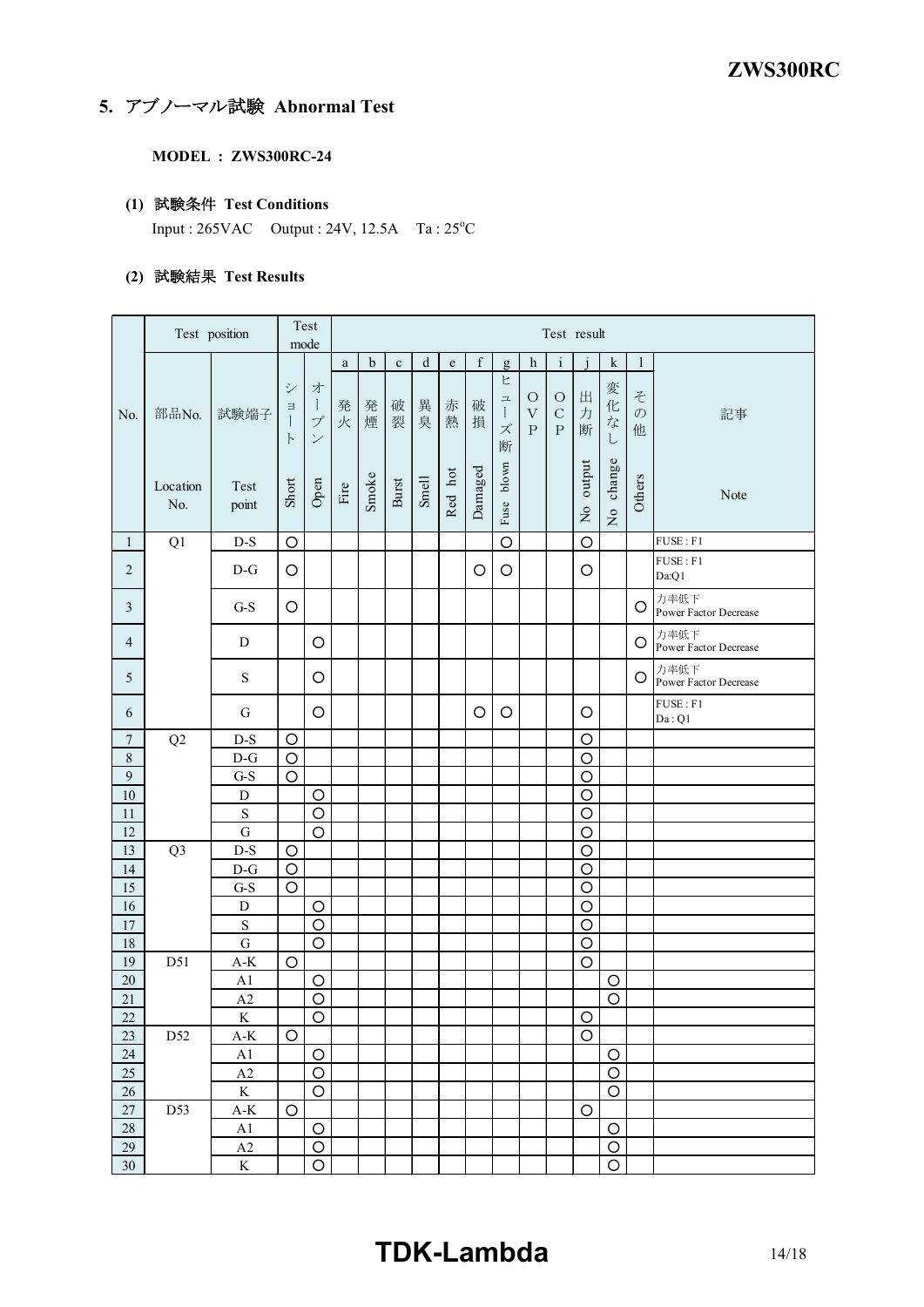## 5. アブノーマル試験 Abnormal Test

**MODEL : ZWS300RC-24**

**(1) 試験条件 Test Conditions**

Input : 265VAC Output : 24V, 12.5A Ta : 25°C

**(2) 試験結果 Test Results**

| No. | Test position | | Test mode | | Test result | | | | | | | | | | | | |
|---|---|---|---|---|---|---|---|---|---|---|---|---|---|---|---|---|---|
| | | | | | a | b | c | d | e | f | g | h | i | j | k | l | |
| | 部品No. Location No. | 試験端子 Test point | ショート Short | オープン Open | 発火 Fire | 発煙 Smoke | 破裂 Burst | 異臭 Smell | 赤熱 Red hot | 破損 Damaged | ヒューズ断 Fuse blown | OVP | OCP | 出力断 No output | 変化なし No change | その他 Others | 記事 Note |
| 1 | Q1 | D-S | ○ | | | | | | | | ○ | | | ○ | | | FUSE : F1 |
| 2 | | D-G | ○ | | | | | | | ○ | ○ | | | ○ | | | FUSE : F1 Da:Q1 |
| 3 | | G-S | ○ | | | | | | | | | | | | | ○ | 力率低下 Power Factor Decrease |
| 4 | | D | | ○ | | | | | | | | | | | | ○ | 力率低下 Power Factor Decrease |
| 5 | | S | | ○ | | | | | | | | | | | | ○ | 力率低下 Power Factor Decrease |
| 6 | | G | | ○ | | | | | | ○ | ○ | | | ○ | | | FUSE : F1 Da : Q1 |
| 7 | Q2 | D-S | ○ | | | | | | | | | | | ○ | | | |
| 8 | | D-G | ○ | | | | | | | | | | | ○ | | | |
| 9 | | G-S | ○ | | | | | | | | | | | ○ | | | |
| 10 | | D | | ○ | | | | | | | | | | ○ | | | |
| 11 | | S | | ○ | | | | | | | | | | ○ | | | |
| 12 | | G | | ○ | | | | | | | | | | ○ | | | |
| 13 | Q3 | D-S | ○ | | | | | | | | | | | ○ | | | |
| 14 | | D-G | ○ | | | | | | | | | | | ○ | | | |
| 15 | | G-S | ○ | | | | | | | | | | | ○ | | | |
| 16 | | D | | ○ | | | | | | | | | | ○ | | | |
| 17 | | S | | ○ | | | | | | | | | | ○ | | | |
| 18 | | G | | ○ | | | | | | | | | | ○ | | | |
| 19 | D51 | A-K | ○ | | | | | | | | | | | ○ | | | |
| 20 | | A1 | | ○ | | | | | | | | | | | ○ | | |
| 21 | | A2 | | ○ | | | | | | | | | | | ○ | | |
| 22 | | K | | ○ | | | | | | | | | | ○ | | | |
| 23 | D52 | A-K | ○ | | | | | | | | | | | ○ | | | |
| 24 | | A1 | | ○ | | | | | | | | | | | ○ | | |
| 25 | | A2 | | ○ | | | | | | | | | | | ○ | | |
| 26 | | K | | ○ | | | | | | | | | | | ○ | | |
| 27 | D53 | A-K | ○ | | | | | | | | | | | ○ | | | |
| 28 | | A1 | | ○ | | | | | | | | | | | ○ | | |
| 29 | | A2 | | ○ | | | | | | | | | | | ○ | | |
| 30 | | K | | ○ | | | | | | | | | | | ○ | | |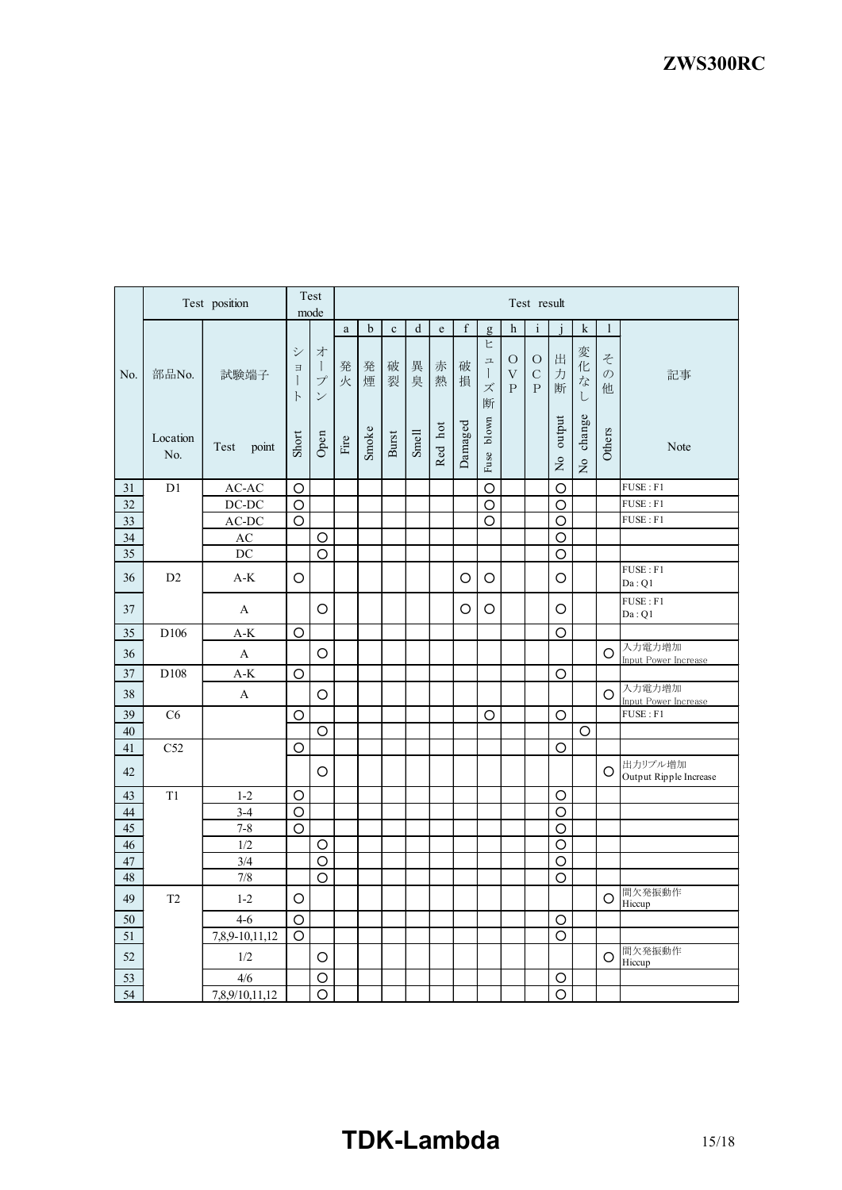| No. | Test position | | Test mode | | Test result | | | | | | | | | | | | |
|---|---|---|---|---|---|---|---|---|---|---|---|---|---|---|---|---|---|
| | | | | | a | b | c | d | e | f | g | h | i | j | k | l | |
| | 部品No. | 試験端子 | ショート | オープン | 発火 | 発煙 | 破裂 | 異臭 | 赤熱 | 破損 | ヒューズ断 | OVP | OCP | 出力断 | 変化なし | その他 | 記事 |
| | Location No. | Test point | Short | Open | Fire | Smoke | Burst | Smell | Red hot | Damaged | Fuse blown | | | No output | No change | Others | Note |
| 31 | D1 | AC-AC | ○ | | | | | | | | ○ | | | ○ | | | FUSE : F1 |
| 32 | | DC-DC | ○ | | | | | | | | ○ | | | ○ | | | FUSE : F1 |
| 33 | | AC-DC | ○ | | | | | | | | ○ | | | ○ | | | FUSE : F1 |
| 34 | | AC | | ○ | | | | | | | | | | ○ | | | |
| 35 | | DC | | ○ | | | | | | | | | | ○ | | | |
| 36 | D2 | A-K | ○ | | | | | | | ○ | ○ | | | ○ | | | FUSE : F1<br>Da : Q1 |
| 37 | | A | | ○ | | | | | | ○ | ○ | | | ○ | | | FUSE : F1<br>Da : Q1 |
| 35 | D106 | A-K | ○ | | | | | | | | | | | ○ | | | |
| 36 | | A | | ○ | | | | | | | | | | | | ○ | 入力電力増加<br>Input Power Increase |
| 37 | D108 | A-K | ○ | | | | | | | | | | | ○ | | | |
| 38 | | A | | ○ | | | | | | | | | | | | ○ | 入力電力増加<br>Input Power Increase |
| 39 | C6 | | ○ | | | | | | | | ○ | | | ○ | | | FUSE : F1 |
| 40 | | | | ○ | | | | | | | | | | | ○ | | |
| 41 | C52 | | ○ | | | | | | | | | | | ○ | | | |
| 42 | | | | ○ | | | | | | | | | | | | ○ | 出力リプル増加<br>Output Ripple Increase |
| 43 | T1 | 1-2 | ○ | | | | | | | | | | | ○ | | | |
| 44 | | 3-4 | ○ | | | | | | | | | | | ○ | | | |
| 45 | | 7-8 | ○ | | | | | | | | | | | ○ | | | |
| 46 | | 1/2 | | ○ | | | | | | | | | | ○ | | | |
| 47 | | 3/4 | | ○ | | | | | | | | | | ○ | | | |
| 48 | | 7/8 | | ○ | | | | | | | | | | ○ | | | |
| 49 | T2 | 1-2 | ○ | | | | | | | | | | | | | ○ | 間欠発振動作<br>Hiccup |
| 50 | | 4-6 | ○ | | | | | | | | | | | ○ | | | |
| 51 | | 7,8,9-10,11,12 | ○ | | | | | | | | | | | ○ | | | |
| 52 | | 1/2 | | ○ | | | | | | | | | | | | ○ | 間欠発振動作<br>Hiccup |
| 53 | | 4/6 | | ○ | | | | | | | | | | ○ | | | |
| 54 | | 7,8,9/10,11,12 | | ○ | | | | | | | | | | ○ | | | |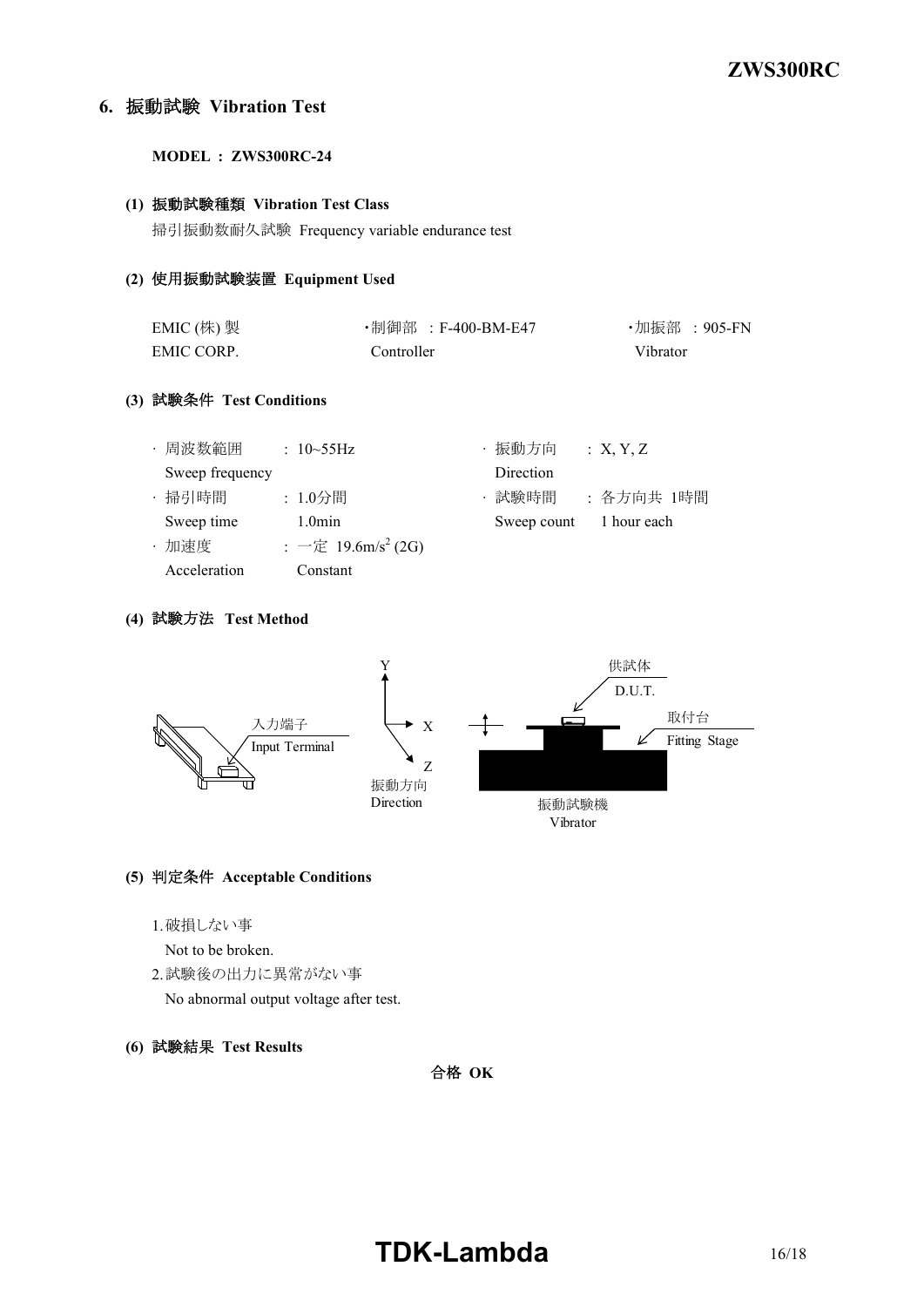## 6. 振動試験 Vibration Test

**MODEL : ZWS300RC-24**

**(1) 振動試験種類 Vibration Test Class**

掃引振動数耐久試験 Frequency variable endurance test

**(2) 使用振動試験装置 Equipment Used**

| EMIC (株) 製 | ・制御部 : F-400-BM-E47 | ・加振部 : 905-FN |
|---|---|---|
| EMIC CORP. | Controller | Vibrator |

**(3) 試験条件 Test Conditions**

- 周波数範囲 Sweep frequency : 10~55Hz
- 掃引時間 Sweep time : 1.0分間 1.0min
- 加速度 Acceleration : 一定 Constant $19.6m/s^2$ (2G)
- 振動方向 Direction : X, Y, Z
- 試験時間 Sweep count : 各方向共 1時間 1 hour each

**(4) 試験方法 Test Method**

入力端子 Input Terminal

振動方向 Direction (X, Y, Z)

供試体 D.U.T.

取付台 Fitting Stage

振動試験機 Vibrator

**(5) 判定条件 Acceptable Conditions**

1. 破損しない事
   Not to be broken.
2. 試験後の出力に異常がない事
   No abnormal output voltage after test.

**(6) 試験結果 Test Results**

**合格 OK**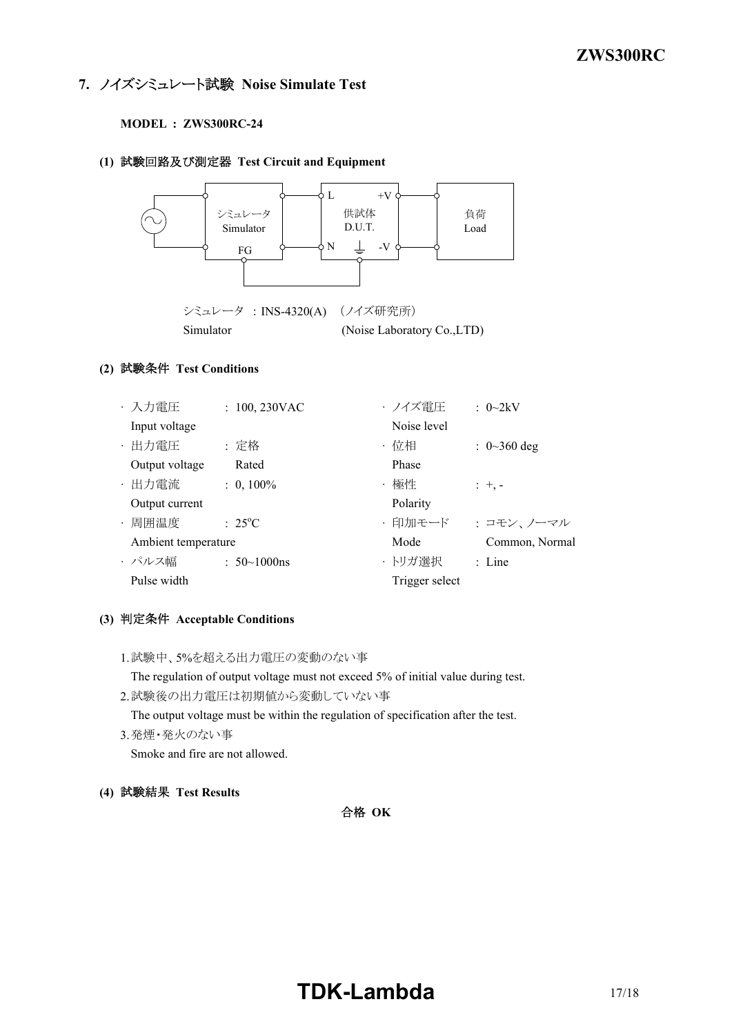## 7. ノイズシミュレート試験 Noise Simulate Test

**MODEL : ZWS300RC-24**

### (1) 試験回路及び測定器 Test Circuit and Equipment

シミュレータ Simulator — FG — L / N — 供試体 D.U.T. — +V / -V — 負荷 Load

シミュレータ : INS-4320(A) （ノイズ研究所）
Simulator (Noise Laboratory Co.,LTD)

### (2) 試験条件 Test Conditions

- 入力電圧 Input voltage : 100, 230VAC
- 出力電圧 Output voltage : 定格 Rated
- 出力電流 Output current : 0, 100%
- 周囲温度 Ambient temperature : 25°C
- パルス幅 Pulse width : 50~1000ns
- ノイズ電圧 Noise level : 0~2kV
- 位相 Phase : 0~360 deg
- 極性 Polarity : +, -
- 印加モード Mode : コモン、ノーマル Common, Normal
- トリガ選択 Trigger select : Line

### (3) 判定条件 Acceptable Conditions

1. 試験中、5%を超える出力電圧の変動のない事
   The regulation of output voltage must not exceed 5% of initial value during test.
2. 試験後の出力電圧は初期値から変動していない事
   The output voltage must be within the regulation of specification after the test.
3. 発煙・発火のない事
   Smoke and fire are not allowed.

### (4) 試験結果 Test Results

**合格 OK**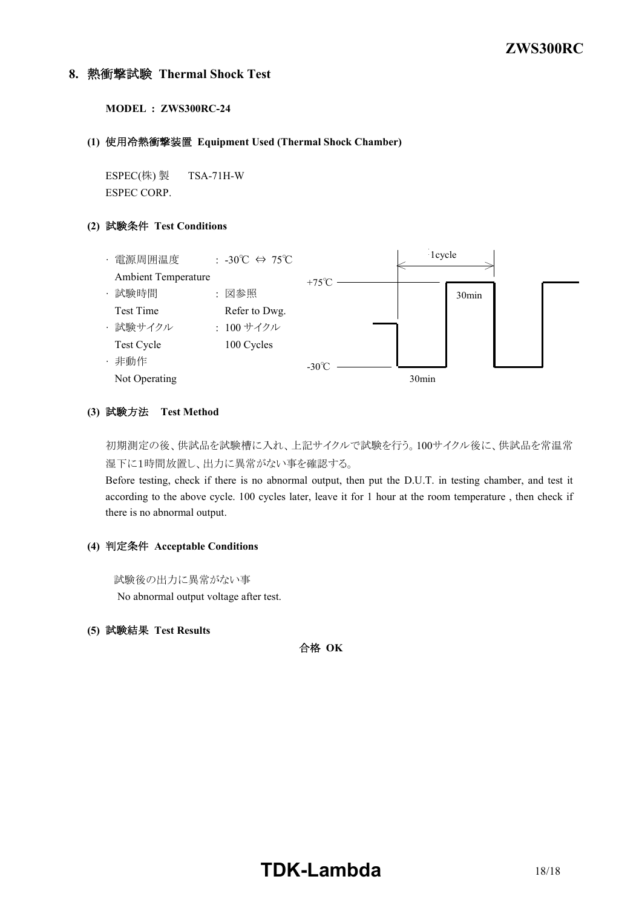## 8. 熱衝撃試験 Thermal Shock Test

**MODEL : ZWS300RC-24**

**(1) 使用冷熱衝撃装置 Equipment Used (Thermal Shock Chamber)**

ESPEC(株) 製 TSA-71H-W
ESPEC CORP.

**(2) 試験条件 Test Conditions**

- 電源周囲温度 : -30℃ ⇔ 75℃
  Ambient Temperature
- 試験時間 : 図参照
  Test Time Refer to Dwg.
- 試験サイクル : 100 サイクル
  Test Cycle 100 Cycles
- 非動作
  Not Operating

1cycle
+75℃
30min
-30℃
30min

**(3) 試験方法 Test Method**

初期測定の後、供試品を試験槽に入れ、上記サイクルで試験を行う。100サイクル後に、供試品を常温常湿下に1時間放置し、出力に異常がない事を確認する。

Before testing, check if there is no abnormal output, then put the D.U.T. in testing chamber, and test it according to the above cycle. 100 cycles later, leave it for 1 hour at the room temperature , then check if there is no abnormal output.

**(4) 判定条件 Acceptable Conditions**

試験後の出力に異常がない事
No abnormal output voltage after test.

**(5) 試験結果 Test Results**

**合格 OK**